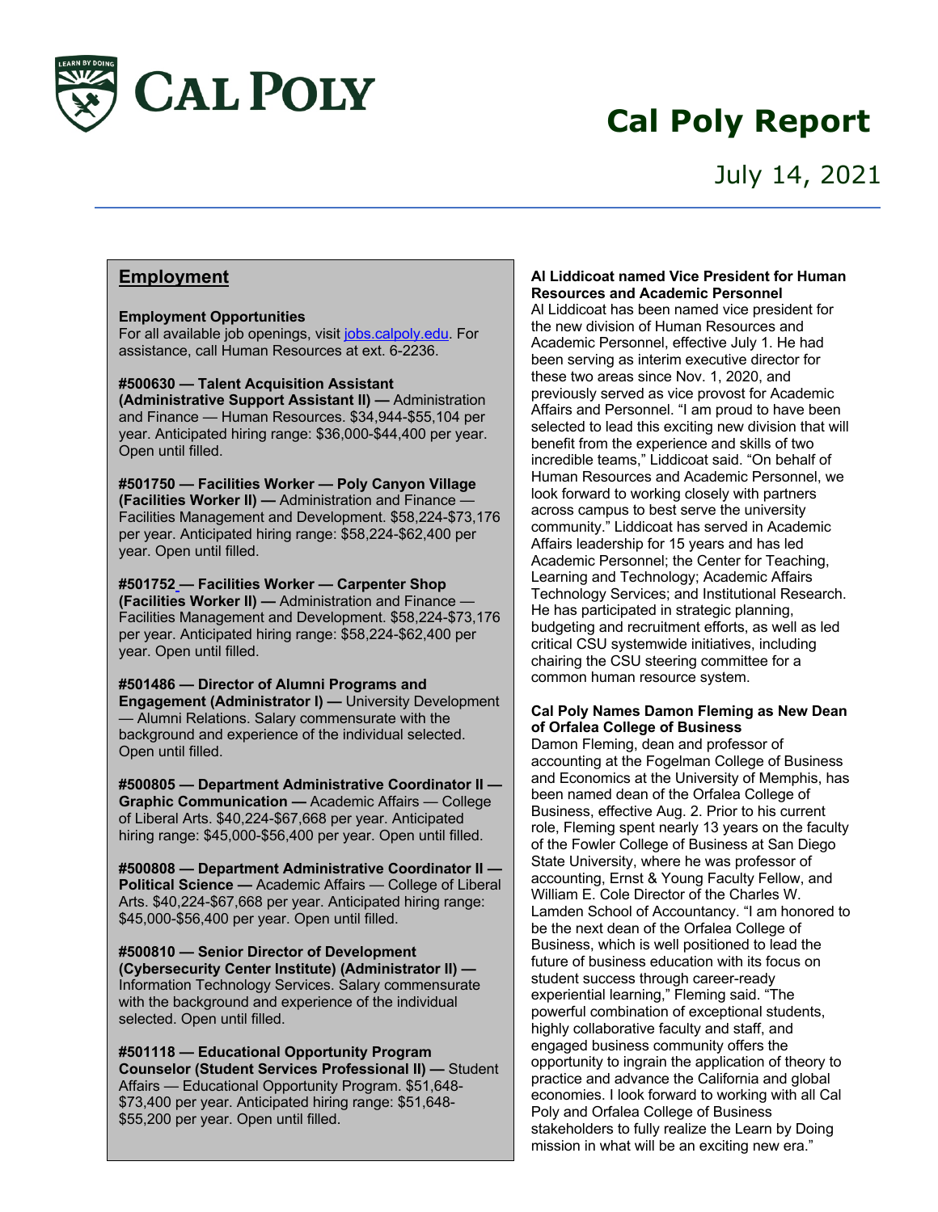# Cal Poly Report

July 14, 2021

## Employment

**Employment Opportunities**
For all available job openings, visit jobs.calpoly.edu. For assistance, call Human Resources at ext. 6-2236.

**#500630 — Talent Acquisition Assistant (Administrative Support Assistant II) —** Administration and Finance — Human Resources. $34,944-$55,104 per year. Anticipated hiring range: $36,000-$44,400 per year. Open until filled.

**#501750 — Facilities Worker — Poly Canyon Village (Facilities Worker II) —** Administration and Finance — Facilities Management and Development. $58,224-$73,176 per year. Anticipated hiring range: $58,224-$62,400 per year. Open until filled.

**#501752 — Facilities Worker — Carpenter Shop (Facilities Worker II) —** Administration and Finance — Facilities Management and Development. $58,224-$73,176 per year. Anticipated hiring range: $58,224-$62,400 per year. Open until filled.

**#501486 — Director of Alumni Programs and Engagement (Administrator I) —** University Development — Alumni Relations. Salary commensurate with the background and experience of the individual selected. Open until filled.

**#500805 — Department Administrative Coordinator II — Graphic Communication —** Academic Affairs — College of Liberal Arts. $40,224-$67,668 per year. Anticipated hiring range: $45,000-$56,400 per year. Open until filled.

**#500808 — Department Administrative Coordinator II — Political Science —** Academic Affairs — College of Liberal Arts. $40,224-$67,668 per year. Anticipated hiring range: $45,000-$56,400 per year. Open until filled.

**#500810 — Senior Director of Development (Cybersecurity Center Institute) (Administrator II) —** Information Technology Services. Salary commensurate with the background and experience of the individual selected. Open until filled.

**#501118 — Educational Opportunity Program Counselor (Student Services Professional II) —** Student Affairs — Educational Opportunity Program. $51,648-$73,400 per year. Anticipated hiring range: $51,648-$55,200 per year. Open until filled.

**Al Liddicoat named Vice President for Human Resources and Academic Personnel**
Al Liddicoat has been named vice president for the new division of Human Resources and Academic Personnel, effective July 1. He had been serving as interim executive director for these two areas since Nov. 1, 2020, and previously served as vice provost for Academic Affairs and Personnel. "I am proud to have been selected to lead this exciting new division that will benefit from the experience and skills of two incredible teams," Liddicoat said. "On behalf of Human Resources and Academic Personnel, we look forward to working closely with partners across campus to best serve the university community." Liddicoat has served in Academic Affairs leadership for 15 years and has led Academic Personnel; the Center for Teaching, Learning and Technology; Academic Affairs Technology Services; and Institutional Research. He has participated in strategic planning, budgeting and recruitment efforts, as well as led critical CSU systemwide initiatives, including chairing the CSU steering committee for a common human resource system.

**Cal Poly Names Damon Fleming as New Dean of Orfalea College of Business**
Damon Fleming, dean and professor of accounting at the Fogelman College of Business and Economics at the University of Memphis, has been named dean of the Orfalea College of Business, effective Aug. 2. Prior to his current role, Fleming spent nearly 13 years on the faculty of the Fowler College of Business at San Diego State University, where he was professor of accounting, Ernst & Young Faculty Fellow, and William E. Cole Director of the Charles W. Lamden School of Accountancy. "I am honored to be the next dean of the Orfalea College of Business, which is well positioned to lead the future of business education with its focus on student success through career-ready experiential learning," Fleming said. "The powerful combination of exceptional students, highly collaborative faculty and staff, and engaged business community offers the opportunity to ingrain the application of theory to practice and advance the California and global economies. I look forward to working with all Cal Poly and Orfalea College of Business stakeholders to fully realize the Learn by Doing mission in what will be an exciting new era."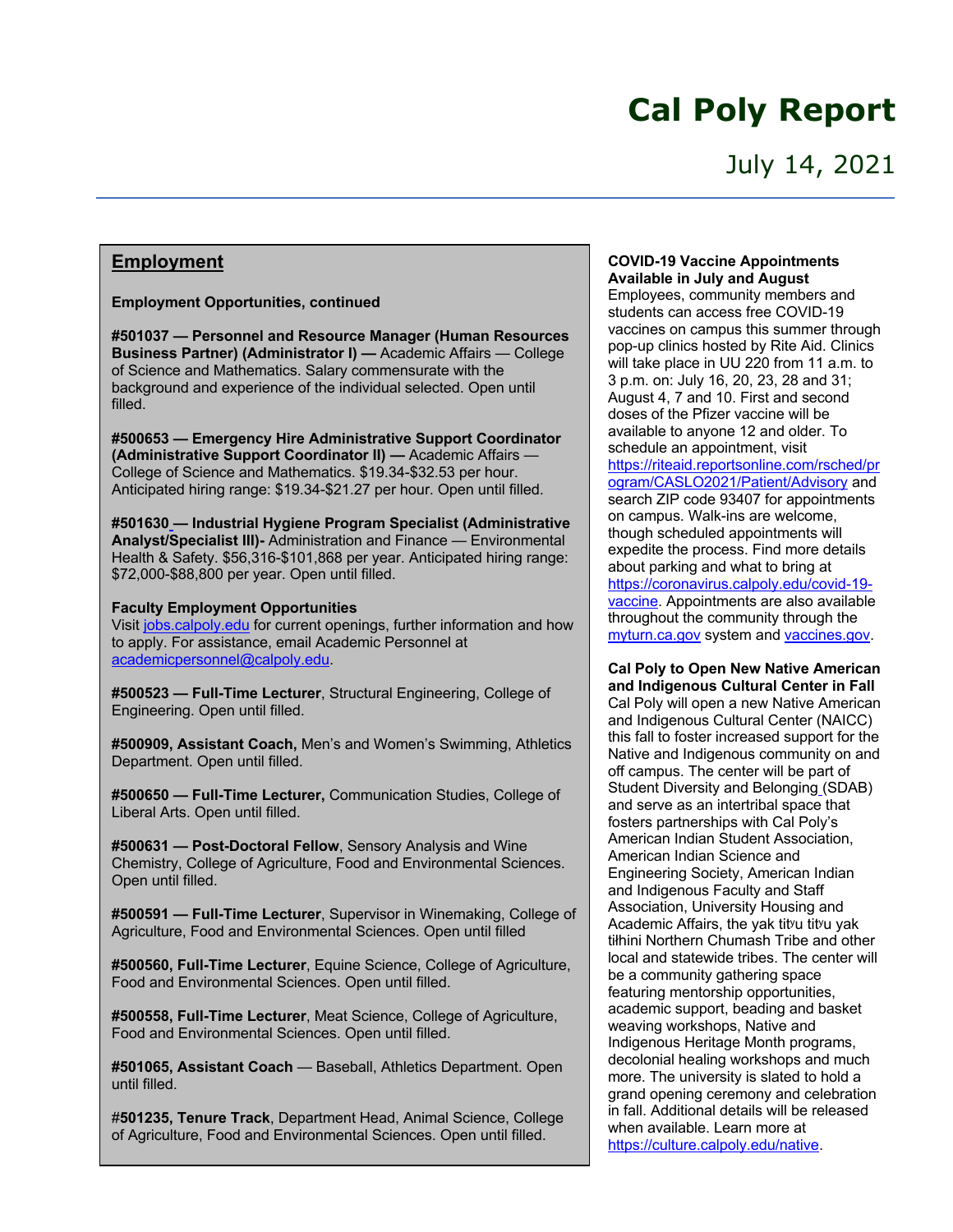## Employment

**Employment Opportunities, continued**

**#501037 — Personnel and Resource Manager (Human Resources Business Partner) (Administrator I) —** Academic Affairs — College of Science and Mathematics. Salary commensurate with the background and experience of the individual selected. Open until filled.

**#500653 — Emergency Hire Administrative Support Coordinator (Administrative Support Coordinator II) —** Academic Affairs — College of Science and Mathematics. $19.34-$32.53 per hour. Anticipated hiring range: $19.34-$21.27 per hour. Open until filled.

**#501630 — Industrial Hygiene Program Specialist (Administrative Analyst/Specialist III)-** Administration and Finance — Environmental Health & Safety. $56,316-$101,868 per year. Anticipated hiring range: $72,000-$88,800 per year. Open until filled.

**Faculty Employment Opportunities**
Visit jobs.calpoly.edu for current openings, further information and how to apply. For assistance, email Academic Personnel at academicpersonnel@calpoly.edu.

**#500523 — Full-Time Lecturer**, Structural Engineering, College of Engineering. Open until filled.

**#500909, Assistant Coach,** Men's and Women's Swimming, Athletics Department. Open until filled.

**#500650 — Full-Time Lecturer,** Communication Studies, College of Liberal Arts. Open until filled.

**#500631 — Post-Doctoral Fellow**, Sensory Analysis and Wine Chemistry, College of Agriculture, Food and Environmental Sciences. Open until filled.

**#500591 — Full-Time Lecturer**, Supervisor in Winemaking, College of Agriculture, Food and Environmental Sciences. Open until filled

**#500560, Full-Time Lecturer**, Equine Science, College of Agriculture, Food and Environmental Sciences. Open until filled.

**#500558, Full-Time Lecturer**, Meat Science, College of Agriculture, Food and Environmental Sciences. Open until filled.

**#501065, Assistant Coach** — Baseball, Athletics Department. Open until filled.

#**501235, Tenure Track**, Department Head, Animal Science, College of Agriculture, Food and Environmental Sciences. Open until filled.

**COVID-19 Vaccine Appointments Available in July and August**
Employees, community members and students can access free COVID-19 vaccines on campus this summer through pop-up clinics hosted by Rite Aid. Clinics will take place in UU 220 from 11 a.m. to 3 p.m. on: July 16, 20, 23, 28 and 31; August 4, 7 and 10. First and second doses of the Pfizer vaccine will be available to anyone 12 and older. To schedule an appointment, visit https://riteaid.reportsonline.com/rsched/program/CASLO2021/Patient/Advisory and search ZIP code 93407 for appointments on campus. Walk-ins are welcome, though scheduled appointments will expedite the process. Find more details about parking and what to bring at https://coronavirus.calpoly.edu/covid-19-vaccine. Appointments are also available throughout the community through the myturn.ca.gov system and vaccines.gov.

**Cal Poly to Open New Native American and Indigenous Cultural Center in Fall**
Cal Poly will open a new Native American and Indigenous Cultural Center (NAICC) this fall to foster increased support for the Native and Indigenous community on and off campus. The center will be part of Student Diversity and Belonging (SDAB) and serve as an intertribal space that fosters partnerships with Cal Poly's American Indian Student Association, American Indian Science and Engineering Society, American Indian and Indigenous Faculty and Staff Association, University Housing and Academic Affairs, the yak titʸu titʸu yak tiłhini Northern Chumash Tribe and other local and statewide tribes. The center will be a community gathering space featuring mentorship opportunities, academic support, beading and basket weaving workshops, Native and Indigenous Heritage Month programs, decolonial healing workshops and much more. The university is slated to hold a grand opening ceremony and celebration in fall. Additional details will be released when available. Learn more at https://culture.calpoly.edu/native.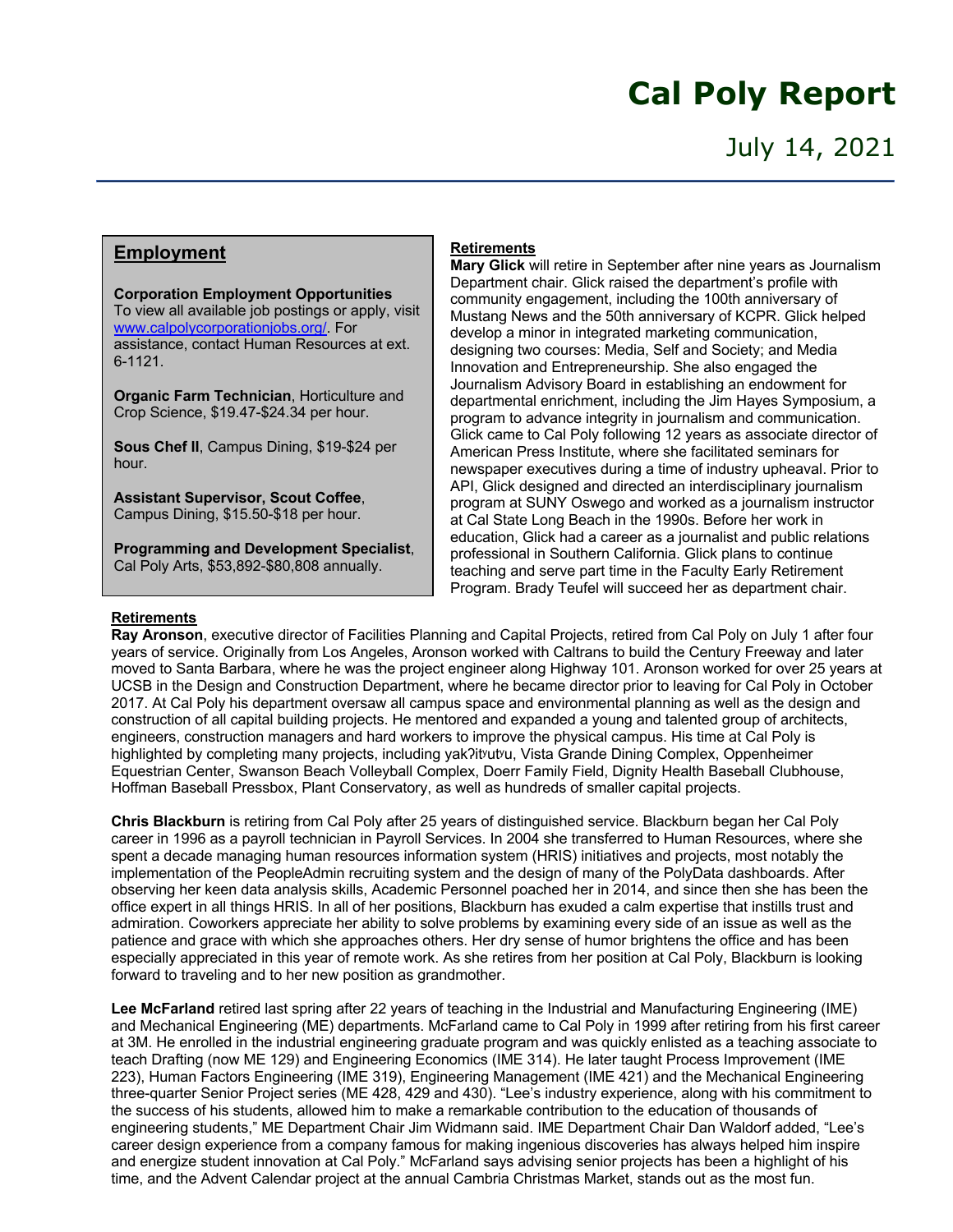# Cal Poly Report

July 14, 2021

## Employment

**Corporation Employment Opportunities**
To view all available job postings or apply, visit www.calpolycorporationjobs.org/. For assistance, contact Human Resources at ext. 6-1121.

**Organic Farm Technician**, Horticulture and Crop Science, $19.47-$24.34 per hour.

**Sous Chef II**, Campus Dining, $19-$24 per hour.

**Assistant Supervisor, Scout Coffee**, Campus Dining, $15.50-$18 per hour.

**Programming and Development Specialist**, Cal Poly Arts, $53,892-$80,808 annually.

## Retirements

**Mary Glick** will retire in September after nine years as Journalism Department chair. Glick raised the department's profile with community engagement, including the 100th anniversary of Mustang News and the 50th anniversary of KCPR. Glick helped develop a minor in integrated marketing communication, designing two courses: Media, Self and Society; and Media Innovation and Entrepreneurship. She also engaged the Journalism Advisory Board in establishing an endowment for departmental enrichment, including the Jim Hayes Symposium, a program to advance integrity in journalism and communication. Glick came to Cal Poly following 12 years as associate director of American Press Institute, where she facilitated seminars for newspaper executives during a time of industry upheaval. Prior to API, Glick designed and directed an interdisciplinary journalism program at SUNY Oswego and worked as a journalism instructor at Cal State Long Beach in the 1990s. Before her work in education, Glick had a career as a journalist and public relations professional in Southern California. Glick plans to continue teaching and serve part time in the Faculty Early Retirement Program. Brady Teufel will succeed her as department chair.

## Retirements

**Ray Aronson**, executive director of Facilities Planning and Capital Projects, retired from Cal Poly on July 1 after four years of service. Originally from Los Angeles, Aronson worked with Caltrans to build the Century Freeway and later moved to Santa Barbara, where he was the project engineer along Highway 101. Aronson worked for over 25 years at UCSB in the Design and Construction Department, where he became director prior to leaving for Cal Poly in October 2017. At Cal Poly his department oversaw all campus space and environmental planning as well as the design and construction of all capital building projects. He mentored and expanded a young and talented group of architects, engineers, construction managers and hard workers to improve the physical campus. His time at Cal Poly is highlighted by completing many projects, including yakʔitʸutʸu, Vista Grande Dining Complex, Oppenheimer Equestrian Center, Swanson Beach Volleyball Complex, Doerr Family Field, Dignity Health Baseball Clubhouse, Hoffman Baseball Pressbox, Plant Conservatory, as well as hundreds of smaller capital projects.

**Chris Blackburn** is retiring from Cal Poly after 25 years of distinguished service. Blackburn began her Cal Poly career in 1996 as a payroll technician in Payroll Services. In 2004 she transferred to Human Resources, where she spent a decade managing human resources information system (HRIS) initiatives and projects, most notably the implementation of the PeopleAdmin recruiting system and the design of many of the PolyData dashboards. After observing her keen data analysis skills, Academic Personnel poached her in 2014, and since then she has been the office expert in all things HRIS. In all of her positions, Blackburn has exuded a calm expertise that instills trust and admiration. Coworkers appreciate her ability to solve problems by examining every side of an issue as well as the patience and grace with which she approaches others. Her dry sense of humor brightens the office and has been especially appreciated in this year of remote work. As she retires from her position at Cal Poly, Blackburn is looking forward to traveling and to her new position as grandmother.

**Lee McFarland** retired last spring after 22 years of teaching in the Industrial and Manufacturing Engineering (IME) and Mechanical Engineering (ME) departments. McFarland came to Cal Poly in 1999 after retiring from his first career at 3M. He enrolled in the industrial engineering graduate program and was quickly enlisted as a teaching associate to teach Drafting (now ME 129) and Engineering Economics (IME 314). He later taught Process Improvement (IME 223), Human Factors Engineering (IME 319), Engineering Management (IME 421) and the Mechanical Engineering three-quarter Senior Project series (ME 428, 429 and 430). "Lee's industry experience, along with his commitment to the success of his students, allowed him to make a remarkable contribution to the education of thousands of engineering students," ME Department Chair Jim Widmann said. IME Department Chair Dan Waldorf added, "Lee's career design experience from a company famous for making ingenious discoveries has always helped him inspire and energize student innovation at Cal Poly." McFarland says advising senior projects has been a highlight of his time, and the Advent Calendar project at the annual Cambria Christmas Market, stands out as the most fun.